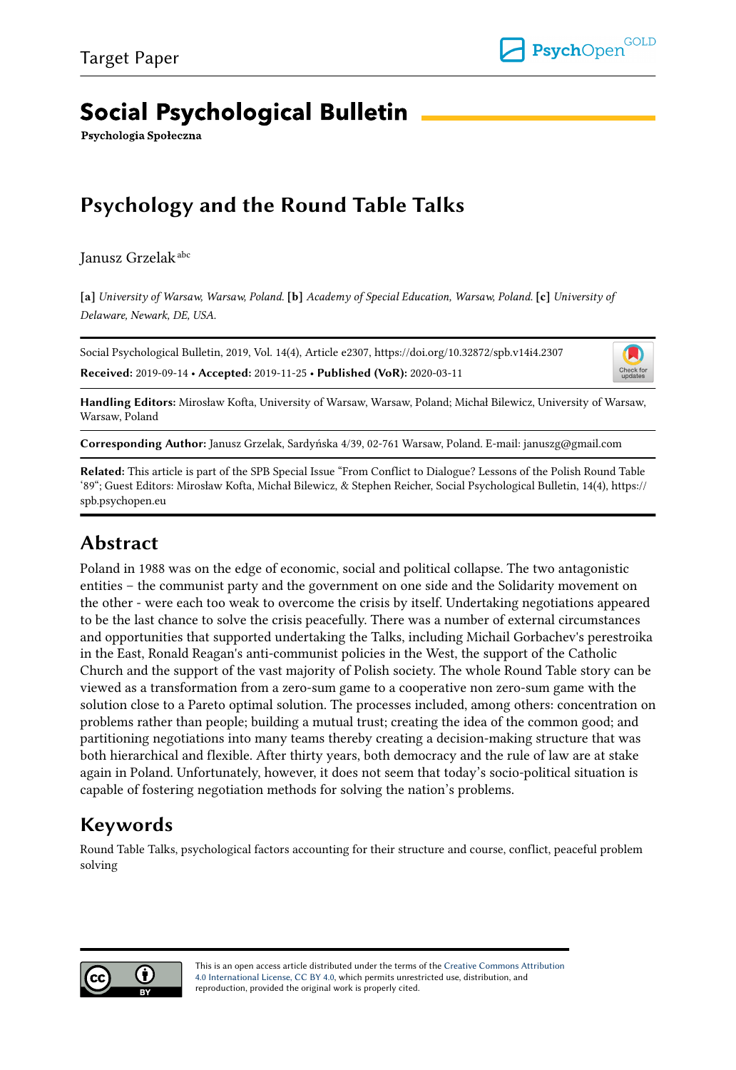Target Paper

# Social Psychological Bulletin

**Psychologia Społeczna**

# Psychology and the Round Table Talks

Janusz Grzelak[abc]

**[a]** *University of Warsaw, Warsaw, Poland.* **[b]** *Academy of Special Education, Warsaw, Poland.* **[c]** *University of Delaware, Newark, DE, USA.*

Social Psychological Bulletin, 2019, Vol. 14(4), Article e2307, https://doi.org/10.32872/spb.v14i4.2307

**Received:** 2019-09-14 • **Accepted:** 2019-11-25 • **Published (VoR):** 2020-03-11

**Handling Editors:** Mirosław Kofta, University of Warsaw, Warsaw, Poland; Michał Bilewicz, University of Warsaw, Warsaw, Poland

**Corresponding Author:** Janusz Grzelak, Sardyńska 4/39, 02-761 Warsaw, Poland. E-mail: januszg@gmail.com

**Related:** This article is part of the SPB Special Issue "From Conflict to Dialogue? Lessons of the Polish Round Table '89"; Guest Editors: Mirosław Kofta, Michał Bilewicz, & Stephen Reicher, Social Psychological Bulletin, 14(4), https://spb.psychopen.eu

## Abstract

Poland in 1988 was on the edge of economic, social and political collapse. The two antagonistic entities – the communist party and the government on one side and the Solidarity movement on the other - were each too weak to overcome the crisis by itself. Undertaking negotiations appeared to be the last chance to solve the crisis peacefully. There was a number of external circumstances and opportunities that supported undertaking the Talks, including Michail Gorbachev's perestroika in the East, Ronald Reagan's anti-communist policies in the West, the support of the Catholic Church and the support of the vast majority of Polish society. The whole Round Table story can be viewed as a transformation from a zero-sum game to a cooperative non zero-sum game with the solution close to a Pareto optimal solution. The processes included, among others: concentration on problems rather than people; building a mutual trust; creating the idea of the common good; and partitioning negotiations into many teams thereby creating a decision-making structure that was both hierarchical and flexible. After thirty years, both democracy and the rule of law are at stake again in Poland. Unfortunately, however, it does not seem that today's socio-political situation is capable of fostering negotiation methods for solving the nation's problems.

## Keywords

Round Table Talks, psychological factors accounting for their structure and course, conflict, peaceful problem solving

This is an open access article distributed under the terms of the Creative Commons Attribution 4.0 International License, CC BY 4.0, which permits unrestricted use, distribution, and reproduction, provided the original work is properly cited.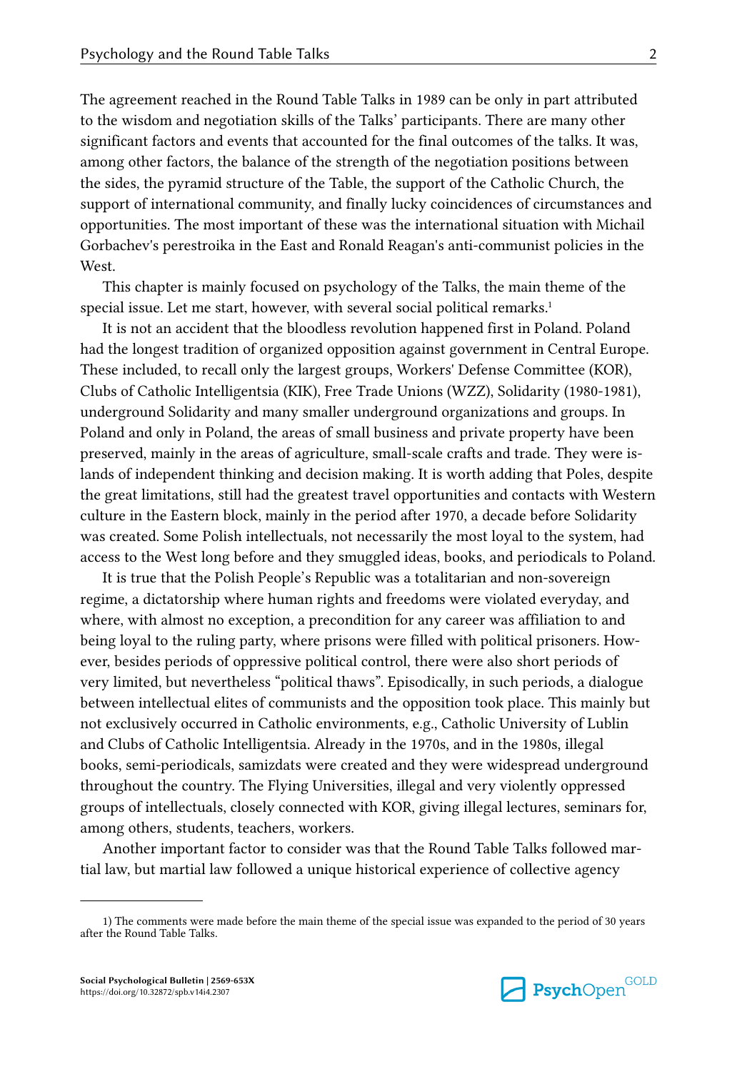The agreement reached in the Round Table Talks in 1989 can be only in part attributed to the wisdom and negotiation skills of the Talks' participants. There are many other significant factors and events that accounted for the final outcomes of the talks. It was, among other factors, the balance of the strength of the negotiation positions between the sides, the pyramid structure of the Table, the support of the Catholic Church, the support of international community, and finally lucky coincidences of circumstances and opportunities. The most important of these was the international situation with Michail Gorbachev's perestroika in the East and Ronald Reagan's anti-communist policies in the West.

This chapter is mainly focused on psychology of the Talks, the main theme of the special issue. Let me start, however, with several social political remarks.[1]

It is not an accident that the bloodless revolution happened first in Poland. Poland had the longest tradition of organized opposition against government in Central Europe. These included, to recall only the largest groups, Workers' Defense Committee (KOR), Clubs of Catholic Intelligentsia (KIK), Free Trade Unions (WZZ), Solidarity (1980-1981), underground Solidarity and many smaller underground organizations and groups. In Poland and only in Poland, the areas of small business and private property have been preserved, mainly in the areas of agriculture, small-scale crafts and trade. They were islands of independent thinking and decision making. It is worth adding that Poles, despite the great limitations, still had the greatest travel opportunities and contacts with Western culture in the Eastern block, mainly in the period after 1970, a decade before Solidarity was created. Some Polish intellectuals, not necessarily the most loyal to the system, had access to the West long before and they smuggled ideas, books, and periodicals to Poland.

It is true that the Polish People's Republic was a totalitarian and non-sovereign regime, a dictatorship where human rights and freedoms were violated everyday, and where, with almost no exception, a precondition for any career was affiliation to and being loyal to the ruling party, where prisons were filled with political prisoners. However, besides periods of oppressive political control, there were also short periods of very limited, but nevertheless "political thaws". Episodically, in such periods, a dialogue between intellectual elites of communists and the opposition took place. This mainly but not exclusively occurred in Catholic environments, e.g., Catholic University of Lublin and Clubs of Catholic Intelligentsia. Already in the 1970s, and in the 1980s, illegal books, semi-periodicals, samizdats were created and they were widespread underground throughout the country. The Flying Universities, illegal and very violently oppressed groups of intellectuals, closely connected with KOR, giving illegal lectures, seminars for, among others, students, teachers, workers.

Another important factor to consider was that the Round Table Talks followed martial law, but martial law followed a unique historical experience of collective agency

---

1) The comments were made before the main theme of the special issue was expanded to the period of 30 years after the Round Table Talks.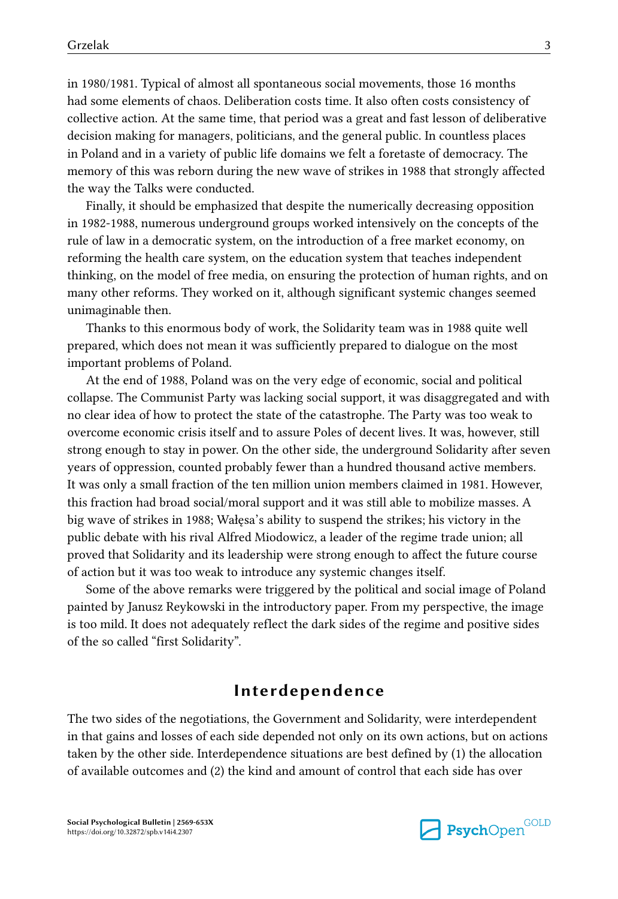in 1980/1981. Typical of almost all spontaneous social movements, those 16 months had some elements of chaos. Deliberation costs time. It also often costs consistency of collective action. At the same time, that period was a great and fast lesson of deliberative decision making for managers, politicians, and the general public. In countless places in Poland and in a variety of public life domains we felt a foretaste of democracy. The memory of this was reborn during the new wave of strikes in 1988 that strongly affected the way the Talks were conducted.

Finally, it should be emphasized that despite the numerically decreasing opposition in 1982-1988, numerous underground groups worked intensively on the concepts of the rule of law in a democratic system, on the introduction of a free market economy, on reforming the health care system, on the education system that teaches independent thinking, on the model of free media, on ensuring the protection of human rights, and on many other reforms. They worked on it, although significant systemic changes seemed unimaginable then.

Thanks to this enormous body of work, the Solidarity team was in 1988 quite well prepared, which does not mean it was sufficiently prepared to dialogue on the most important problems of Poland.

At the end of 1988, Poland was on the very edge of economic, social and political collapse. The Communist Party was lacking social support, it was disaggregated and with no clear idea of how to protect the state of the catastrophe. The Party was too weak to overcome economic crisis itself and to assure Poles of decent lives. It was, however, still strong enough to stay in power. On the other side, the underground Solidarity after seven years of oppression, counted probably fewer than a hundred thousand active members. It was only a small fraction of the ten million union members claimed in 1981. However, this fraction had broad social/moral support and it was still able to mobilize masses. A big wave of strikes in 1988; Wałęsa's ability to suspend the strikes; his victory in the public debate with his rival Alfred Miodowicz, a leader of the regime trade union; all proved that Solidarity and its leadership were strong enough to affect the future course of action but it was too weak to introduce any systemic changes itself.

Some of the above remarks were triggered by the political and social image of Poland painted by Janusz Reykowski in the introductory paper. From my perspective, the image is too mild. It does not adequately reflect the dark sides of the regime and positive sides of the so called "first Solidarity".

## Interdependence

The two sides of the negotiations, the Government and Solidarity, were interdependent in that gains and losses of each side depended not only on its own actions, but on actions taken by the other side. Interdependence situations are best defined by (1) the allocation of available outcomes and (2) the kind and amount of control that each side has over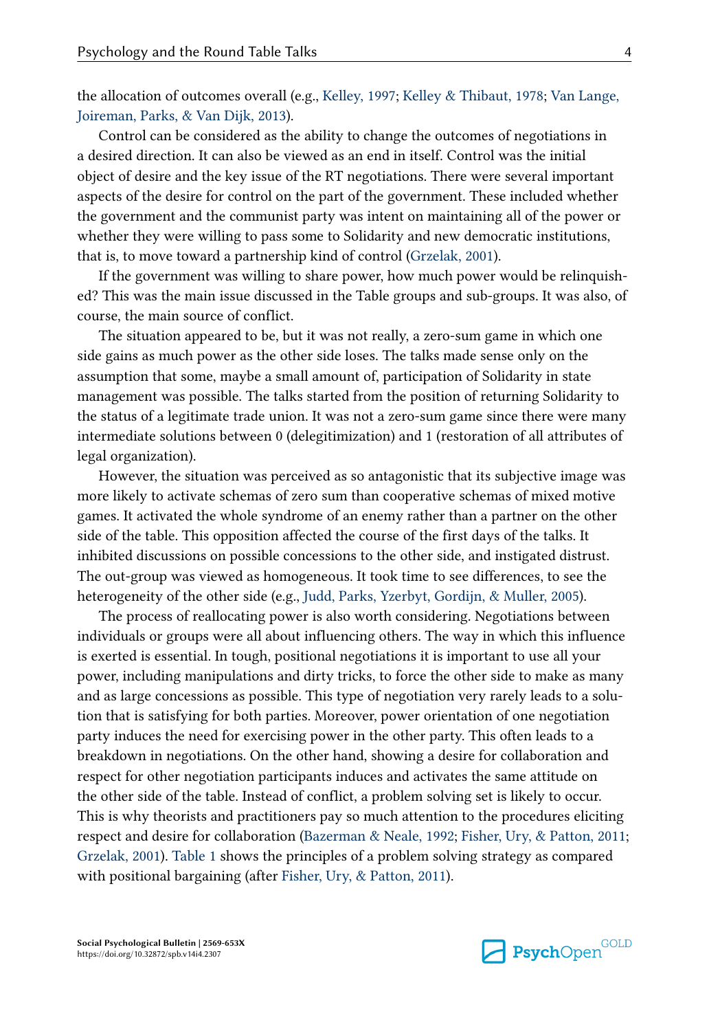the allocation of outcomes overall (e.g., Kelley, 1997; Kelley & Thibaut, 1978; Van Lange, Joireman, Parks, & Van Dijk, 2013).

Control can be considered as the ability to change the outcomes of negotiations in a desired direction. It can also be viewed as an end in itself. Control was the initial object of desire and the key issue of the RT negotiations. There were several important aspects of the desire for control on the part of the government. These included whether the government and the communist party was intent on maintaining all of the power or whether they were willing to pass some to Solidarity and new democratic institutions, that is, to move toward a partnership kind of control (Grzelak, 2001).

If the government was willing to share power, how much power would be relinquished? This was the main issue discussed in the Table groups and sub-groups. It was also, of course, the main source of conflict.

The situation appeared to be, but it was not really, a zero-sum game in which one side gains as much power as the other side loses. The talks made sense only on the assumption that some, maybe a small amount of, participation of Solidarity in state management was possible. The talks started from the position of returning Solidarity to the status of a legitimate trade union. It was not a zero-sum game since there were many intermediate solutions between 0 (delegitimization) and 1 (restoration of all attributes of legal organization).

However, the situation was perceived as so antagonistic that its subjective image was more likely to activate schemas of zero sum than cooperative schemas of mixed motive games. It activated the whole syndrome of an enemy rather than a partner on the other side of the table. This opposition affected the course of the first days of the talks. It inhibited discussions on possible concessions to the other side, and instigated distrust. The out-group was viewed as homogeneous. It took time to see differences, to see the heterogeneity of the other side (e.g., Judd, Parks, Yzerbyt, Gordijn, & Muller, 2005).

The process of reallocating power is also worth considering. Negotiations between individuals or groups were all about influencing others. The way in which this influence is exerted is essential. In tough, positional negotiations it is important to use all your power, including manipulations and dirty tricks, to force the other side to make as many and as large concessions as possible. This type of negotiation very rarely leads to a solution that is satisfying for both parties. Moreover, power orientation of one negotiation party induces the need for exercising power in the other party. This often leads to a breakdown in negotiations. On the other hand, showing a desire for collaboration and respect for other negotiation participants induces and activates the same attitude on the other side of the table. Instead of conflict, a problem solving set is likely to occur. This is why theorists and practitioners pay so much attention to the procedures eliciting respect and desire for collaboration (Bazerman & Neale, 1992; Fisher, Ury, & Patton, 2011; Grzelak, 2001). Table 1 shows the principles of a problem solving strategy as compared with positional bargaining (after Fisher, Ury, & Patton, 2011).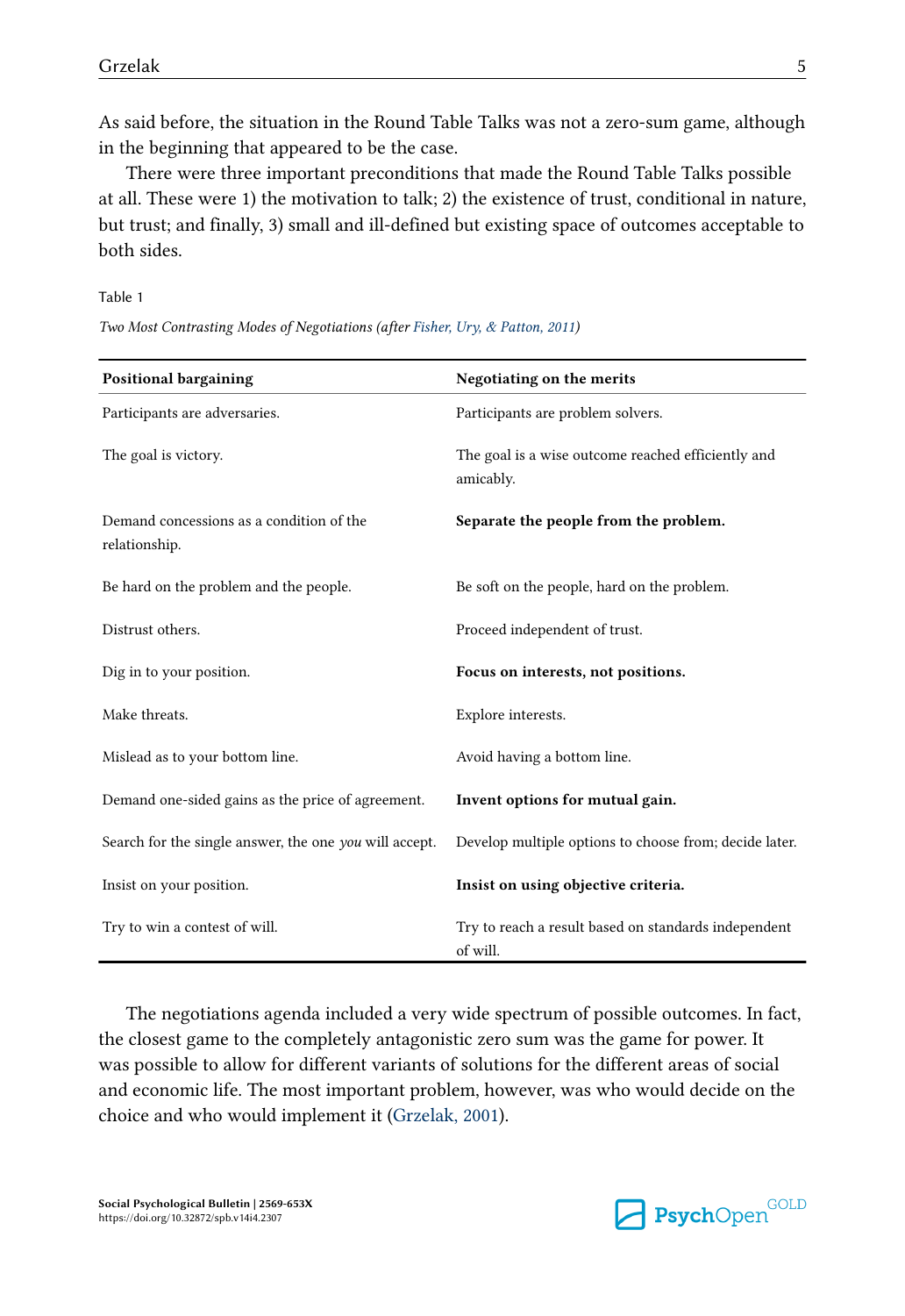As said before, the situation in the Round Table Talks was not a zero-sum game, although in the beginning that appeared to be the case.

There were three important preconditions that made the Round Table Talks possible at all. These were 1) the motivation to talk; 2) the existence of trust, conditional in nature, but trust; and finally, 3) small and ill-defined but existing space of outcomes acceptable to both sides.

Table 1

*Two Most Contrasting Modes of Negotiations (after Fisher, Ury, & Patton, 2011)*

| Positional bargaining | Negotiating on the merits |
|---|---|
| Participants are adversaries. | Participants are problem solvers. |
| The goal is victory. | The goal is a wise outcome reached efficiently and amicably. |
| Demand concessions as a condition of the relationship. | **Separate the people from the problem.** |
| Be hard on the problem and the people. | Be soft on the people, hard on the problem. |
| Distrust others. | Proceed independent of trust. |
| Dig in to your position. | **Focus on interests, not positions.** |
| Make threats. | Explore interests. |
| Mislead as to your bottom line. | Avoid having a bottom line. |
| Demand one-sided gains as the price of agreement. | **Invent options for mutual gain.** |
| Search for the single answer, the one *you* will accept. | Develop multiple options to choose from; decide later. |
| Insist on your position. | **Insist on using objective criteria.** |
| Try to win a contest of will. | Try to reach a result based on standards independent of will. |

The negotiations agenda included a very wide spectrum of possible outcomes. In fact, the closest game to the completely antagonistic zero sum was the game for power. It was possible to allow for different variants of solutions for the different areas of social and economic life. The most important problem, however, was who would decide on the choice and who would implement it (Grzelak, 2001).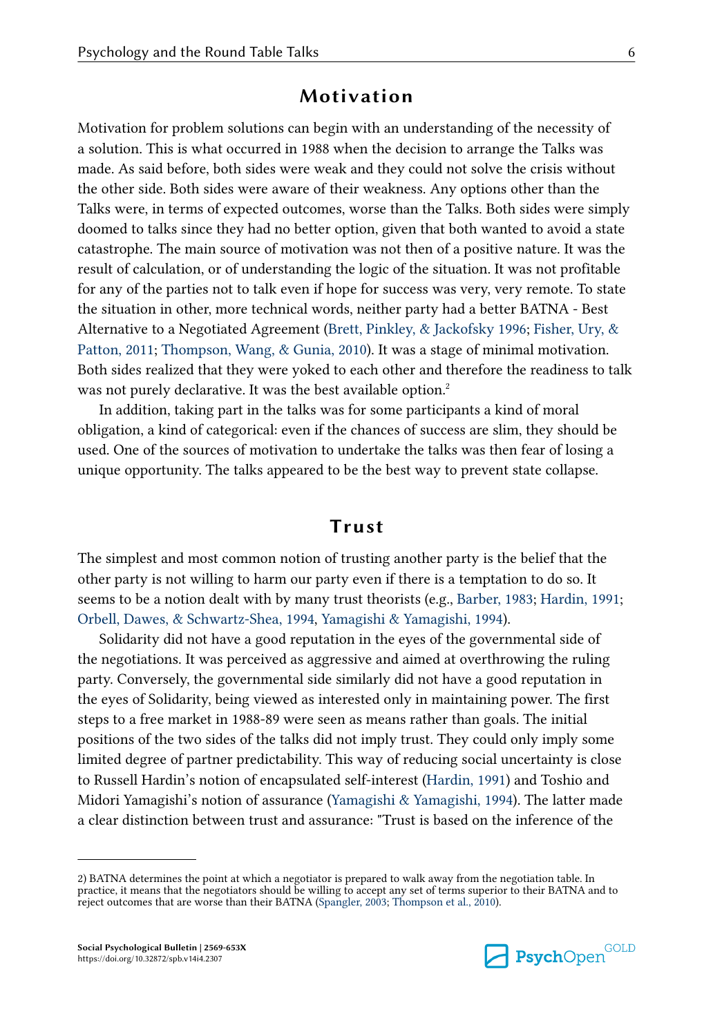## Motivation

Motivation for problem solutions can begin with an understanding of the necessity of a solution. This is what occurred in 1988 when the decision to arrange the Talks was made. As said before, both sides were weak and they could not solve the crisis without the other side. Both sides were aware of their weakness. Any options other than the Talks were, in terms of expected outcomes, worse than the Talks. Both sides were simply doomed to talks since they had no better option, given that both wanted to avoid a state catastrophe. The main source of motivation was not then of a positive nature. It was the result of calculation, or of understanding the logic of the situation. It was not profitable for any of the parties not to talk even if hope for success was very, very remote. To state the situation in other, more technical words, neither party had a better BATNA - Best Alternative to a Negotiated Agreement (Brett, Pinkley, & Jackofsky 1996; Fisher, Ury, & Patton, 2011; Thompson, Wang, & Gunia, 2010). It was a stage of minimal motivation. Both sides realized that they were yoked to each other and therefore the readiness to talk was not purely declarative. It was the best available option.[2]

In addition, taking part in the talks was for some participants a kind of moral obligation, a kind of categorical: even if the chances of success are slim, they should be used. One of the sources of motivation to undertake the talks was then fear of losing a unique opportunity. The talks appeared to be the best way to prevent state collapse.

## Trust

The simplest and most common notion of trusting another party is the belief that the other party is not willing to harm our party even if there is a temptation to do so. It seems to be a notion dealt with by many trust theorists (e.g., Barber, 1983; Hardin, 1991; Orbell, Dawes, & Schwartz-Shea, 1994, Yamagishi & Yamagishi, 1994).

Solidarity did not have a good reputation in the eyes of the governmental side of the negotiations. It was perceived as aggressive and aimed at overthrowing the ruling party. Conversely, the governmental side similarly did not have a good reputation in the eyes of Solidarity, being viewed as interested only in maintaining power. The first steps to a free market in 1988-89 were seen as means rather than goals. The initial positions of the two sides of the talks did not imply trust. They could only imply some limited degree of partner predictability. This way of reducing social uncertainty is close to Russell Hardin's notion of encapsulated self-interest (Hardin, 1991) and Toshio and Midori Yamagishi's notion of assurance (Yamagishi & Yamagishi, 1994). The latter made a clear distinction between trust and assurance: "Trust is based on the inference of the

---

2) BATNA determines the point at which a negotiator is prepared to walk away from the negotiation table. In practice, it means that the negotiators should be willing to accept any set of terms superior to their BATNA and to reject outcomes that are worse than their BATNA (Spangler, 2003; Thompson et al., 2010).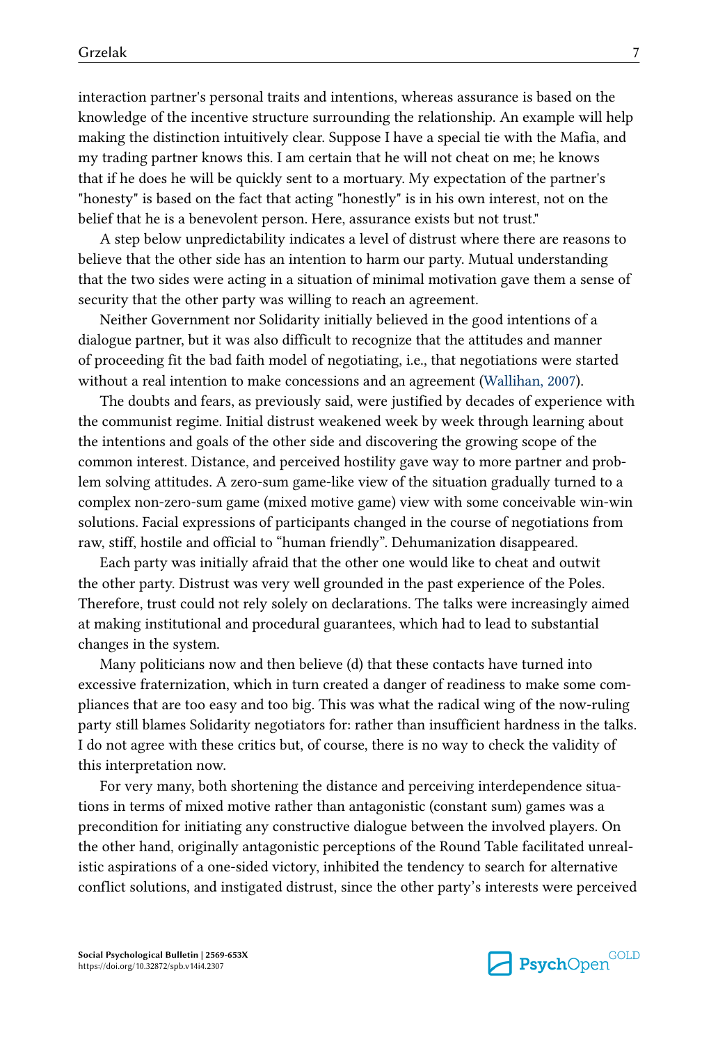interaction partner's personal traits and intentions, whereas assurance is based on the knowledge of the incentive structure surrounding the relationship. An example will help making the distinction intuitively clear. Suppose I have a special tie with the Mafia, and my trading partner knows this. I am certain that he will not cheat on me; he knows that if he does he will be quickly sent to a mortuary. My expectation of the partner's "honesty" is based on the fact that acting "honestly" is in his own interest, not on the belief that he is a benevolent person. Here, assurance exists but not trust."

A step below unpredictability indicates a level of distrust where there are reasons to believe that the other side has an intention to harm our party. Mutual understanding that the two sides were acting in a situation of minimal motivation gave them a sense of security that the other party was willing to reach an agreement.

Neither Government nor Solidarity initially believed in the good intentions of a dialogue partner, but it was also difficult to recognize that the attitudes and manner of proceeding fit the bad faith model of negotiating, i.e., that negotiations were started without a real intention to make concessions and an agreement (Wallihan, 2007).

The doubts and fears, as previously said, were justified by decades of experience with the communist regime. Initial distrust weakened week by week through learning about the intentions and goals of the other side and discovering the growing scope of the common interest. Distance, and perceived hostility gave way to more partner and problem solving attitudes. A zero-sum game-like view of the situation gradually turned to a complex non-zero-sum game (mixed motive game) view with some conceivable win-win solutions. Facial expressions of participants changed in the course of negotiations from raw, stiff, hostile and official to "human friendly". Dehumanization disappeared.

Each party was initially afraid that the other one would like to cheat and outwit the other party. Distrust was very well grounded in the past experience of the Poles. Therefore, trust could not rely solely on declarations. The talks were increasingly aimed at making institutional and procedural guarantees, which had to lead to substantial changes in the system.

Many politicians now and then believe (d) that these contacts have turned into excessive fraternization, which in turn created a danger of readiness to make some compliances that are too easy and too big. This was what the radical wing of the now-ruling party still blames Solidarity negotiators for: rather than insufficient hardness in the talks. I do not agree with these critics but, of course, there is no way to check the validity of this interpretation now.

For very many, both shortening the distance and perceiving interdependence situations in terms of mixed motive rather than antagonistic (constant sum) games was a precondition for initiating any constructive dialogue between the involved players. On the other hand, originally antagonistic perceptions of the Round Table facilitated unrealistic aspirations of a one-sided victory, inhibited the tendency to search for alternative conflict solutions, and instigated distrust, since the other party's interests were perceived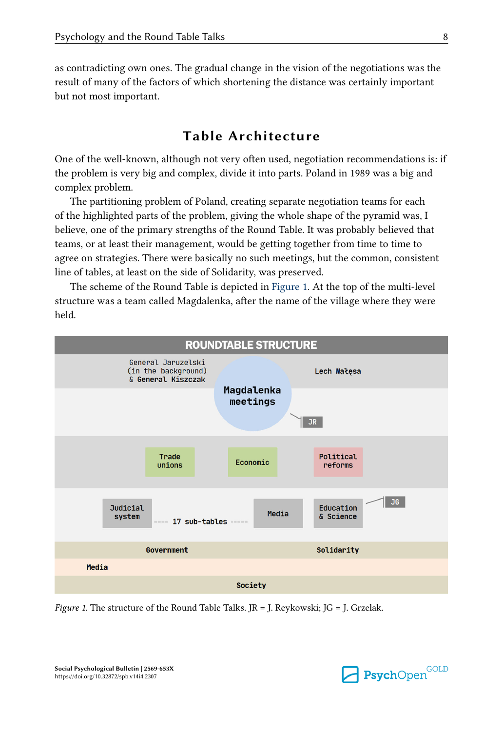as contradicting own ones. The gradual change in the vision of the negotiations was the result of many of the factors of which shortening the distance was certainly important but not most important.

## Table Architecture

One of the well-known, although not very often used, negotiation recommendations is: if the problem is very big and complex, divide it into parts. Poland in 1989 was a big and complex problem.

The partitioning problem of Poland, creating separate negotiation teams for each of the highlighted parts of the problem, giving the whole shape of the pyramid was, I believe, one of the primary strengths of the Round Table. It was probably believed that teams, or at least their management, would be getting together from time to time to agree on strategies. There were basically no such meetings, but the common, consistent line of tables, at least on the side of Solidarity, was preserved.

The scheme of the Round Table is depicted in Figure 1. At the top of the multi-level structure was a team called Magdalenka, after the name of the village where they were held.

ROUNDTABLE STRUCTURE

General Jaruzelski (in the background) & General Kiszczak — Magdalenka meetings — Lech Wałęsa — JR

Trade unions — Economic — Political reforms

Judicial system ---- 17 sub-tables ---- Media — Education & Science — JG

Government — Solidarity

Media

Society

*Figure 1.* The structure of the Round Table Talks. JR = J. Reykowski; JG = J. Grzelak.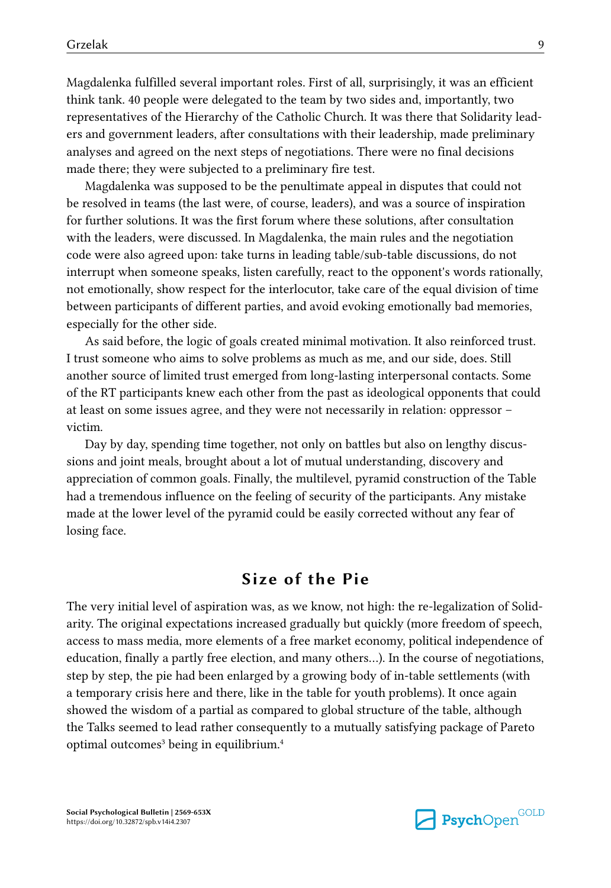Magdalenka fulfilled several important roles. First of all, surprisingly, it was an efficient think tank. 40 people were delegated to the team by two sides and, importantly, two representatives of the Hierarchy of the Catholic Church. It was there that Solidarity leaders and government leaders, after consultations with their leadership, made preliminary analyses and agreed on the next steps of negotiations. There were no final decisions made there; they were subjected to a preliminary fire test.

Magdalenka was supposed to be the penultimate appeal in disputes that could not be resolved in teams (the last were, of course, leaders), and was a source of inspiration for further solutions. It was the first forum where these solutions, after consultation with the leaders, were discussed. In Magdalenka, the main rules and the negotiation code were also agreed upon: take turns in leading table/sub-table discussions, do not interrupt when someone speaks, listen carefully, react to the opponent's words rationally, not emotionally, show respect for the interlocutor, take care of the equal division of time between participants of different parties, and avoid evoking emotionally bad memories, especially for the other side.

As said before, the logic of goals created minimal motivation. It also reinforced trust. I trust someone who aims to solve problems as much as me, and our side, does. Still another source of limited trust emerged from long-lasting interpersonal contacts. Some of the RT participants knew each other from the past as ideological opponents that could at least on some issues agree, and they were not necessarily in relation: oppressor – victim.

Day by day, spending time together, not only on battles but also on lengthy discussions and joint meals, brought about a lot of mutual understanding, discovery and appreciation of common goals. Finally, the multilevel, pyramid construction of the Table had a tremendous influence on the feeling of security of the participants. Any mistake made at the lower level of the pyramid could be easily corrected without any fear of losing face.

## Size of the Pie

The very initial level of aspiration was, as we know, not high: the re-legalization of Solidarity. The original expectations increased gradually but quickly (more freedom of speech, access to mass media, more elements of a free market economy, political independence of education, finally a partly free election, and many others…). In the course of negotiations, step by step, the pie had been enlarged by a growing body of in-table settlements (with a temporary crisis here and there, like in the table for youth problems). It once again showed the wisdom of a partial as compared to global structure of the table, although the Talks seemed to lead rather consequently to a mutually satisfying package of Pareto optimal outcomes[3] being in equilibrium.[4]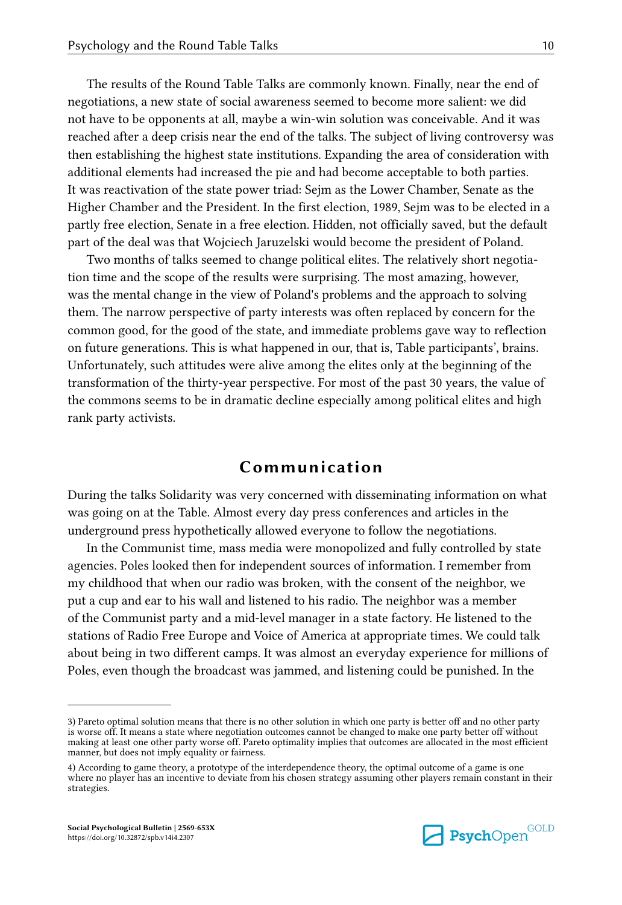The results of the Round Table Talks are commonly known. Finally, near the end of negotiations, a new state of social awareness seemed to become more salient: we did not have to be opponents at all, maybe a win-win solution was conceivable. And it was reached after a deep crisis near the end of the talks. The subject of living controversy was then establishing the highest state institutions. Expanding the area of consideration with additional elements had increased the pie and had become acceptable to both parties. It was reactivation of the state power triad: Sejm as the Lower Chamber, Senate as the Higher Chamber and the President. In the first election, 1989, Sejm was to be elected in a partly free election, Senate in a free election. Hidden, not officially saved, but the default part of the deal was that Wojciech Jaruzelski would become the president of Poland.

Two months of talks seemed to change political elites. The relatively short negotiation time and the scope of the results were surprising. The most amazing, however, was the mental change in the view of Poland's problems and the approach to solving them. The narrow perspective of party interests was often replaced by concern for the common good, for the good of the state, and immediate problems gave way to reflection on future generations. This is what happened in our, that is, Table participants', brains. Unfortunately, such attitudes were alive among the elites only at the beginning of the transformation of the thirty-year perspective. For most of the past 30 years, the value of the commons seems to be in dramatic decline especially among political elites and high rank party activists.

## Communication

During the talks Solidarity was very concerned with disseminating information on what was going on at the Table. Almost every day press conferences and articles in the underground press hypothetically allowed everyone to follow the negotiations.

In the Communist time, mass media were monopolized and fully controlled by state agencies. Poles looked then for independent sources of information. I remember from my childhood that when our radio was broken, with the consent of the neighbor, we put a cup and ear to his wall and listened to his radio. The neighbor was a member of the Communist party and a mid-level manager in a state factory. He listened to the stations of Radio Free Europe and Voice of America at appropriate times. We could talk about being in two different camps. It was almost an everyday experience for millions of Poles, even though the broadcast was jammed, and listening could be punished. In the

---

3) Pareto optimal solution means that there is no other solution in which one party is better off and no other party is worse off. It means a state where negotiation outcomes cannot be changed to make one party better off without making at least one other party worse off. Pareto optimality implies that outcomes are allocated in the most efficient manner, but does not imply equality or fairness.

4) According to game theory, a prototype of the interdependence theory, the optimal outcome of a game is one where no player has an incentive to deviate from his chosen strategy assuming other players remain constant in their strategies.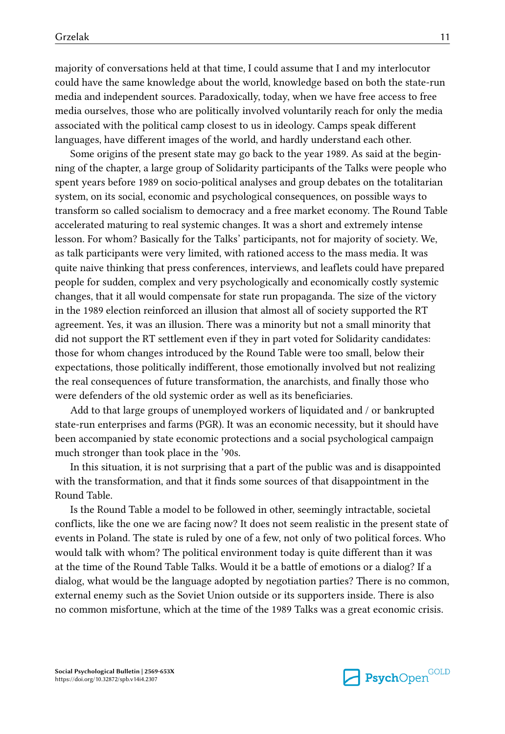majority of conversations held at that time, I could assume that I and my interlocutor could have the same knowledge about the world, knowledge based on both the state-run media and independent sources. Paradoxically, today, when we have free access to free media ourselves, those who are politically involved voluntarily reach for only the media associated with the political camp closest to us in ideology. Camps speak different languages, have different images of the world, and hardly understand each other.

Some origins of the present state may go back to the year 1989. As said at the beginning of the chapter, a large group of Solidarity participants of the Talks were people who spent years before 1989 on socio-political analyses and group debates on the totalitarian system, on its social, economic and psychological consequences, on possible ways to transform so called socialism to democracy and a free market economy. The Round Table accelerated maturing to real systemic changes. It was a short and extremely intense lesson. For whom? Basically for the Talks' participants, not for majority of society. We, as talk participants were very limited, with rationed access to the mass media. It was quite naive thinking that press conferences, interviews, and leaflets could have prepared people for sudden, complex and very psychologically and economically costly systemic changes, that it all would compensate for state run propaganda. The size of the victory in the 1989 election reinforced an illusion that almost all of society supported the RT agreement. Yes, it was an illusion. There was a minority but not a small minority that did not support the RT settlement even if they in part voted for Solidarity candidates: those for whom changes introduced by the Round Table were too small, below their expectations, those politically indifferent, those emotionally involved but not realizing the real consequences of future transformation, the anarchists, and finally those who were defenders of the old systemic order as well as its beneficiaries.

Add to that large groups of unemployed workers of liquidated and / or bankrupted state-run enterprises and farms (PGR). It was an economic necessity, but it should have been accompanied by state economic protections and a social psychological campaign much stronger than took place in the '90s.

In this situation, it is not surprising that a part of the public was and is disappointed with the transformation, and that it finds some sources of that disappointment in the Round Table.

Is the Round Table a model to be followed in other, seemingly intractable, societal conflicts, like the one we are facing now? It does not seem realistic in the present state of events in Poland. The state is ruled by one of a few, not only of two political forces. Who would talk with whom? The political environment today is quite different than it was at the time of the Round Table Talks. Would it be a battle of emotions or a dialog? If a dialog, what would be the language adopted by negotiation parties? There is no common, external enemy such as the Soviet Union outside or its supporters inside. There is also no common misfortune, which at the time of the 1989 Talks was a great economic crisis.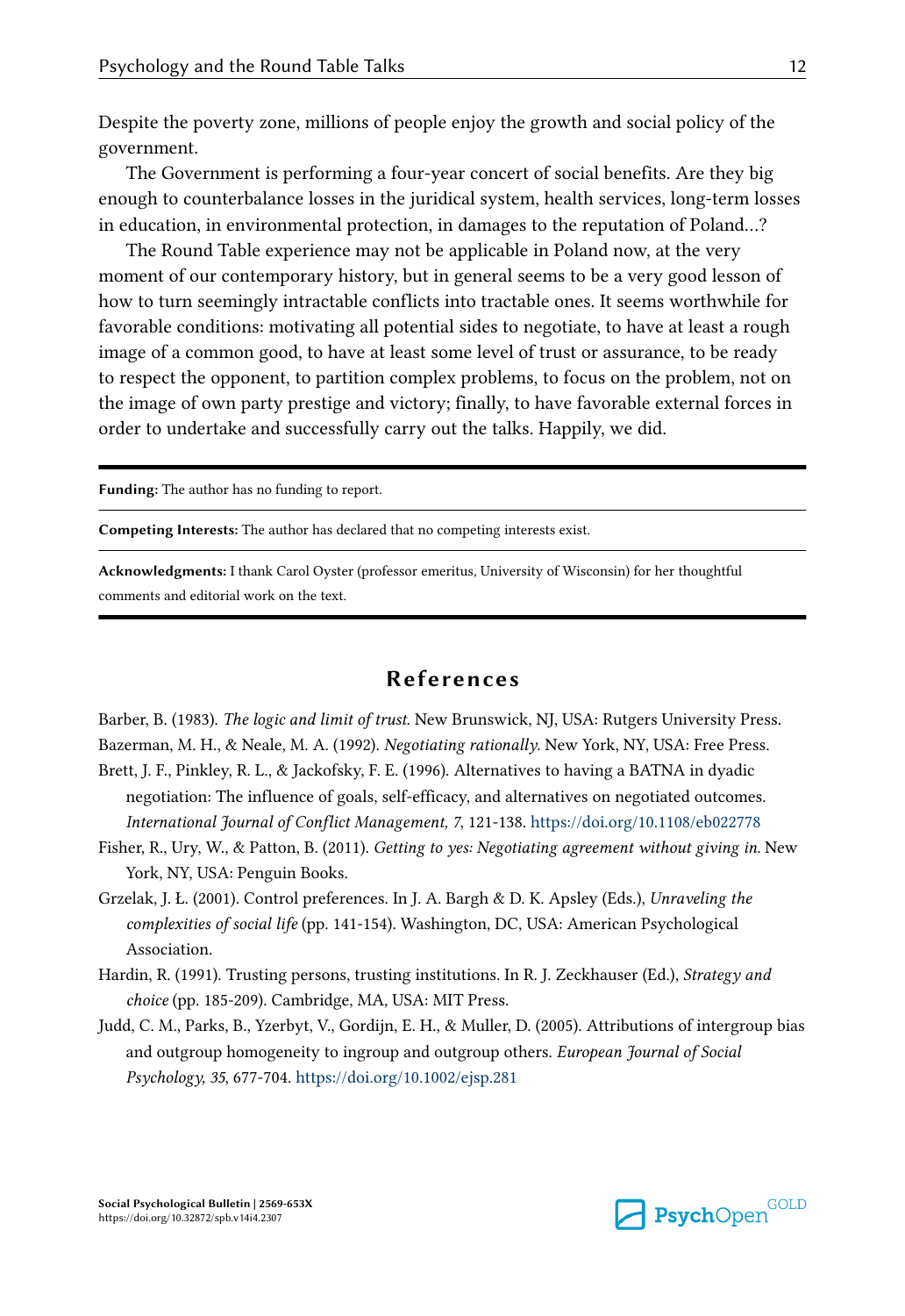Despite the poverty zone, millions of people enjoy the growth and social policy of the government.

The Government is performing a four-year concert of social benefits. Are they big enough to counterbalance losses in the juridical system, health services, long-term losses in education, in environmental protection, in damages to the reputation of Poland…?

The Round Table experience may not be applicable in Poland now, at the very moment of our contemporary history, but in general seems to be a very good lesson of how to turn seemingly intractable conflicts into tractable ones. It seems worthwhile for favorable conditions: motivating all potential sides to negotiate, to have at least a rough image of a common good, to have at least some level of trust or assurance, to be ready to respect the opponent, to partition complex problems, to focus on the problem, not on the image of own party prestige and victory; finally, to have favorable external forces in order to undertake and successfully carry out the talks. Happily, we did.

**Funding:** The author has no funding to report.

**Competing Interests:** The author has declared that no competing interests exist.

**Acknowledgments:** I thank Carol Oyster (professor emeritus, University of Wisconsin) for her thoughtful comments and editorial work on the text.

## References

Barber, B. (1983). *The logic and limit of trust*. New Brunswick, NJ, USA: Rutgers University Press.

Bazerman, M. H., & Neale, M. A. (1992). *Negotiating rationally*. New York, NY, USA: Free Press.

Brett, J. F., Pinkley, R. L., & Jackofsky, F. E. (1996). Alternatives to having a BATNA in dyadic negotiation: The influence of goals, self-efficacy, and alternatives on negotiated outcomes. *International Journal of Conflict Management, 7*, 121-138. https://doi.org/10.1108/eb022778

Fisher, R., Ury, W., & Patton, B. (2011). *Getting to yes: Negotiating agreement without giving in*. New York, NY, USA: Penguin Books.

Grzelak, J. Ł. (2001). Control preferences. In J. A. Bargh & D. K. Apsley (Eds.), *Unraveling the complexities of social life* (pp. 141-154). Washington, DC, USA: American Psychological Association.

Hardin, R. (1991). Trusting persons, trusting institutions. In R. J. Zeckhauser (Ed.), *Strategy and choice* (pp. 185-209). Cambridge, MA, USA: MIT Press.

Judd, C. M., Parks, B., Yzerbyt, V., Gordijn, E. H., & Muller, D. (2005). Attributions of intergroup bias and outgroup homogeneity to ingroup and outgroup others. *European Journal of Social Psychology, 35*, 677-704. https://doi.org/10.1002/ejsp.281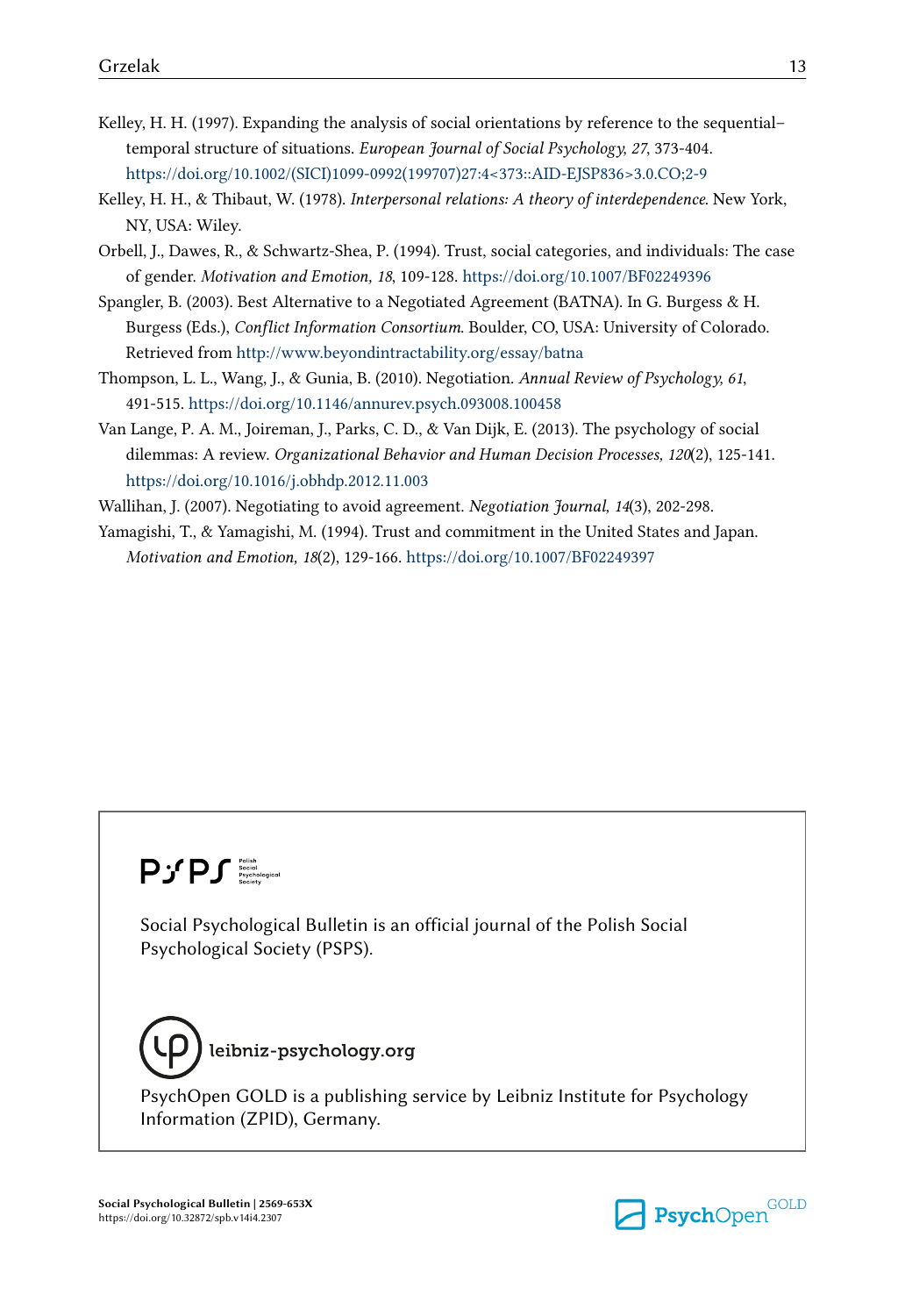Kelley, H. H. (1997). Expanding the analysis of social orientations by reference to the sequential–temporal structure of situations. *European Journal of Social Psychology, 27*, 373-404. https://doi.org/10.1002/(SICI)1099-0992(199707)27:4<373::AID-EJSP836>3.0.CO;2-9

Kelley, H. H., & Thibaut, W. (1978). *Interpersonal relations: A theory of interdependence*. New York, NY, USA: Wiley.

Orbell, J., Dawes, R., & Schwartz-Shea, P. (1994). Trust, social categories, and individuals: The case of gender. *Motivation and Emotion, 18*, 109-128. https://doi.org/10.1007/BF02249396

Spangler, B. (2003). Best Alternative to a Negotiated Agreement (BATNA). In G. Burgess & H. Burgess (Eds.), *Conflict Information Consortium*. Boulder, CO, USA: University of Colorado. Retrieved from http://www.beyondintractability.org/essay/batna

Thompson, L. L., Wang, J., & Gunia, B. (2010). Negotiation. *Annual Review of Psychology, 61*, 491-515. https://doi.org/10.1146/annurev.psych.093008.100458

Van Lange, P. A. M., Joireman, J., Parks, C. D., & Van Dijk, E. (2013). The psychology of social dilemmas: A review. *Organizational Behavior and Human Decision Processes, 120*(2), 125-141. https://doi.org/10.1016/j.obhdp.2012.11.003

Wallihan, J. (2007). Negotiating to avoid agreement. *Negotiation Journal, 14*(3), 202-298.

Yamagishi, T., & Yamagishi, M. (1994). Trust and commitment in the United States and Japan. *Motivation and Emotion, 18*(2), 129-166. https://doi.org/10.1007/BF02249397

PSPS Polish Social Psychological Society

Social Psychological Bulletin is an official journal of the Polish Social Psychological Society (PSPS).

leibniz-psychology.org

PsychOpen GOLD is a publishing service by Leibniz Institute for Psychology Information (ZPID), Germany.